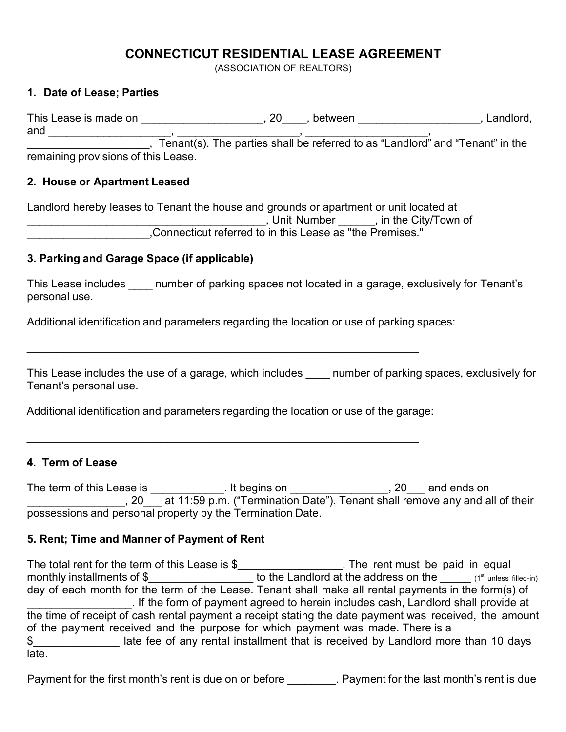# CONNECTICUT RESIDENTIAL LEASE AGREEMENT

(ASSOCIATION OF REALTORS)

## 1. Date of Lease; Parties

This Lease is made on ____________________, 20____, between ____________________, Landlord, and ____________________, ____________________, ____________________, ____________________, Tenant(s). The parties shall be referred to as "Landlord" and "Tenant" in the remaining provisions of this Lease.

## 2. House or Apartment Leased

Landlord hereby leases to Tenant the house and grounds or apartment or unit located at ________________________________________, Unit Number ______, in the City/Town of ____________________,Connecticut referred to in this Lease as "the Premises."

## 3. Parking and Garage Space (if applicable)

This Lease includes ____ number of parking spaces not located in a garage, exclusively for Tenant's personal use.

Additional identification and parameters regarding the location or use of parking spaces:

_________________________________________________________________

This Lease includes the use of a garage, which includes ____ number of parking spaces, exclusively for Tenant's personal use.

Additional identification and parameters regarding the location or use of the garage:

_________________________________________________________________

## 4. Term of Lease

The term of this Lease is ____________. It begins on ________________, 20___ and ends on ________________, 20___ at 11:59 p.m. ("Termination Date"). Tenant shall remove any and all of their possessions and personal property by the Termination Date.

## 5. Rent; Time and Manner of Payment of Rent

The total rent for the term of this Lease is $_________________. The rent must be paid in equal monthly installments of $_________________ to the Landlord at the address on the _____ (1st unless filled-in) day of each month for the term of the Lease. Tenant shall make all rental payments in the form(s) of _________________. If the form of payment agreed to herein includes cash, Landlord shall provide at the time of receipt of cash rental payment a receipt stating the date payment was received, the amount of the payment received and the purpose for which payment was made. There is a $______________ late fee of any rental installment that is received by Landlord more than 10 days late.

Payment for the first month's rent is due on or before ________. Payment for the last month's rent is due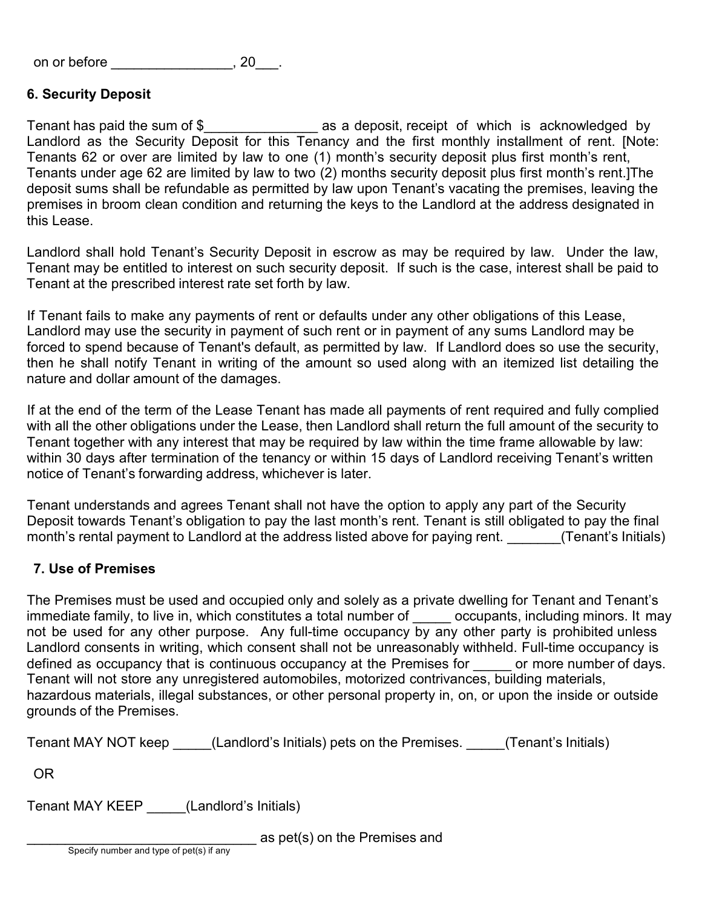on or before _______________, 20___.

## 6. Security Deposit

Tenant has paid the sum of $______________ as a deposit, receipt of which is acknowledged by Landlord as the Security Deposit for this Tenancy and the first monthly installment of rent. [Note: Tenants 62 or over are limited by law to one (1) month's security deposit plus first month's rent, Tenants under age 62 are limited by law to two (2) months security deposit plus first month's rent.]The deposit sums shall be refundable as permitted by law upon Tenant's vacating the premises, leaving the premises in broom clean condition and returning the keys to the Landlord at the address designated in this Lease.

Landlord shall hold Tenant's Security Deposit in escrow as may be required by law. Under the law, Tenant may be entitled to interest on such security deposit. If such is the case, interest shall be paid to Tenant at the prescribed interest rate set forth by law.

If Tenant fails to make any payments of rent or defaults under any other obligations of this Lease, Landlord may use the security in payment of such rent or in payment of any sums Landlord may be forced to spend because of Tenant's default, as permitted by law. If Landlord does so use the security, then he shall notify Tenant in writing of the amount so used along with an itemized list detailing the nature and dollar amount of the damages.

If at the end of the term of the Lease Tenant has made all payments of rent required and fully complied with all the other obligations under the Lease, then Landlord shall return the full amount of the security to Tenant together with any interest that may be required by law within the time frame allowable by law: within 30 days after termination of the tenancy or within 15 days of Landlord receiving Tenant's written notice of Tenant's forwarding address, whichever is later.

Tenant understands and agrees Tenant shall not have the option to apply any part of the Security Deposit towards Tenant's obligation to pay the last month's rent. Tenant is still obligated to pay the final month's rental payment to Landlord at the address listed above for paying rent. _______(Tenant's Initials)

## 7. Use of Premises

The Premises must be used and occupied only and solely as a private dwelling for Tenant and Tenant's immediate family, to live in, which constitutes a total number of _____ occupants, including minors. It may not be used for any other purpose. Any full-time occupancy by any other party is prohibited unless Landlord consents in writing, which consent shall not be unreasonably withheld. Full-time occupancy is defined as occupancy that is continuous occupancy at the Premises for _____ or more number of days. Tenant will not store any unregistered automobiles, motorized contrivances, building materials, hazardous materials, illegal substances, or other personal property in, on, or upon the inside or outside grounds of the Premises.

Tenant MAY NOT keep _____(Landlord's Initials) pets on the Premises. _____(Tenant's Initials)

OR

Tenant MAY KEEP _____(Landlord's Initials)

______________________________ as pet(s) on the Premises and

Specify number and type of pet(s) if any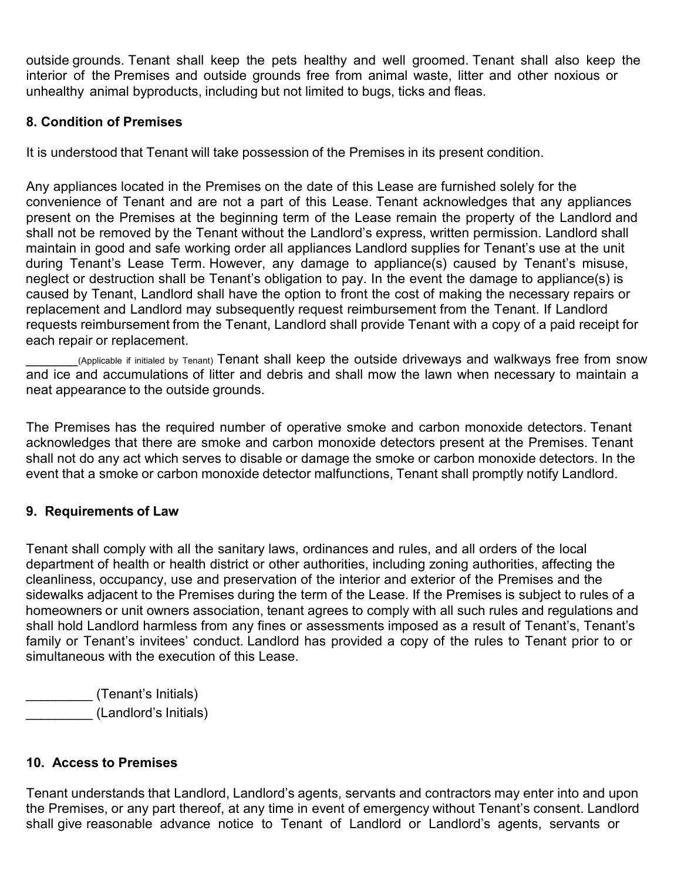outside grounds. Tenant shall keep the pets healthy and well groomed. Tenant shall also keep the interior of the Premises and outside grounds free from animal waste, litter and other noxious or unhealthy animal byproducts, including but not limited to bugs, ticks and fleas.

**8. Condition of Premises**

It is understood that Tenant will take possession of the Premises in its present condition.

Any appliances located in the Premises on the date of this Lease are furnished solely for the convenience of Tenant and are not a part of this Lease. Tenant acknowledges that any appliances present on the Premises at the beginning term of the Lease remain the property of the Landlord and shall not be removed by the Tenant without the Landlord's express, written permission. Landlord shall maintain in good and safe working order all appliances Landlord supplies for Tenant's use at the unit during Tenant's Lease Term. However, any damage to appliance(s) caused by Tenant's misuse, neglect or destruction shall be Tenant's obligation to pay. In the event the damage to appliance(s) is caused by Tenant, Landlord shall have the option to front the cost of making the necessary repairs or replacement and Landlord may subsequently request reimbursement from the Tenant. If Landlord requests reimbursement from the Tenant, Landlord shall provide Tenant with a copy of a paid receipt for each repair or replacement.

________(Applicable if initialed by Tenant) Tenant shall keep the outside driveways and walkways free from snow and ice and accumulations of litter and debris and shall mow the lawn when necessary to maintain a neat appearance to the outside grounds.

The Premises has the required number of operative smoke and carbon monoxide detectors. Tenant acknowledges that there are smoke and carbon monoxide detectors present at the Premises. Tenant shall not do any act which serves to disable or damage the smoke or carbon monoxide detectors. In the event that a smoke or carbon monoxide detector malfunctions, Tenant shall promptly notify Landlord.

**9. Requirements of Law**

Tenant shall comply with all the sanitary laws, ordinances and rules, and all orders of the local department of health or health district or other authorities, including zoning authorities, affecting the cleanliness, occupancy, use and preservation of the interior and exterior of the Premises and the sidewalks adjacent to the Premises during the term of the Lease. If the Premises is subject to rules of a homeowners or unit owners association, tenant agrees to comply with all such rules and regulations and shall hold Landlord harmless from any fines or assessments imposed as a result of Tenant's, Tenant's family or Tenant's invitees' conduct. Landlord has provided a copy of the rules to Tenant prior to or simultaneous with the execution of this Lease.

_________ (Tenant's Initials)
_________ (Landlord's Initials)

**10. Access to Premises**

Tenant understands that Landlord, Landlord's agents, servants and contractors may enter into and upon the Premises, or any part thereof, at any time in event of emergency without Tenant's consent. Landlord shall give reasonable advance notice to Tenant of Landlord or Landlord's agents, servants or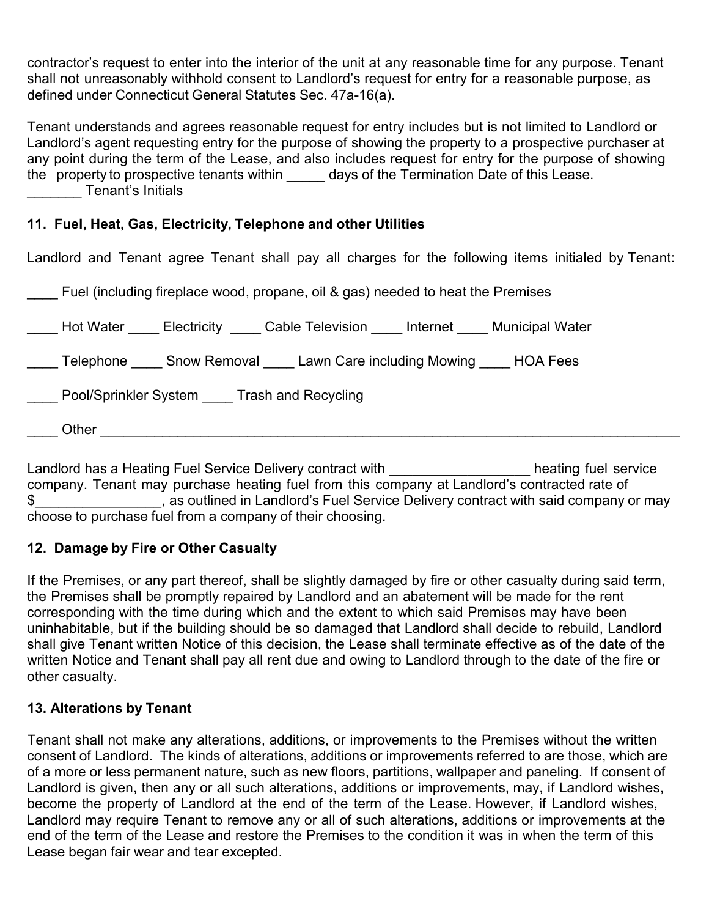contractor's request to enter into the interior of the unit at any reasonable time for any purpose. Tenant shall not unreasonably withhold consent to Landlord's request for entry for a reasonable purpose, as defined under Connecticut General Statutes Sec. 47a-16(a).

Tenant understands and agrees reasonable request for entry includes but is not limited to Landlord or Landlord's agent requesting entry for the purpose of showing the property to a prospective purchaser at any point during the term of the Lease, and also includes request for entry for the purpose of showing the property to prospective tenants within _____ days of the Termination Date of this Lease.
_______ Tenant's Initials

**11. Fuel, Heat, Gas, Electricity, Telephone and other Utilities**

Landlord and Tenant agree Tenant shall pay all charges for the following items initialed by Tenant:

____ Fuel (including fireplace wood, propane, oil & gas) needed to heat the Premises

____ Hot Water ____ Electricity ____ Cable Television ____ Internet ____ Municipal Water

____ Telephone ____ Snow Removal ____ Lawn Care including Mowing ____ HOA Fees

____ Pool/Sprinkler System ____ Trash and Recycling

____ Other ______________________________________________________________________________

Landlord has a Heating Fuel Service Delivery contract with __________________ heating fuel service company. Tenant may purchase heating fuel from this company at Landlord's contracted rate of $________________, as outlined in Landlord's Fuel Service Delivery contract with said company or may choose to purchase fuel from a company of their choosing.

**12. Damage by Fire or Other Casualty**

If the Premises, or any part thereof, shall be slightly damaged by fire or other casualty during said term, the Premises shall be promptly repaired by Landlord and an abatement will be made for the rent corresponding with the time during which and the extent to which said Premises may have been uninhabitable, but if the building should be so damaged that Landlord shall decide to rebuild, Landlord shall give Tenant written Notice of this decision, the Lease shall terminate effective as of the date of the written Notice and Tenant shall pay all rent due and owing to Landlord through to the date of the fire or other casualty.

**13. Alterations by Tenant**

Tenant shall not make any alterations, additions, or improvements to the Premises without the written consent of Landlord. The kinds of alterations, additions or improvements referred to are those, which are of a more or less permanent nature, such as new floors, partitions, wallpaper and paneling. If consent of Landlord is given, then any or all such alterations, additions or improvements, may, if Landlord wishes, become the property of Landlord at the end of the term of the Lease. However, if Landlord wishes, Landlord may require Tenant to remove any or all of such alterations, additions or improvements at the end of the term of the Lease and restore the Premises to the condition it was in when the term of this Lease began fair wear and tear excepted.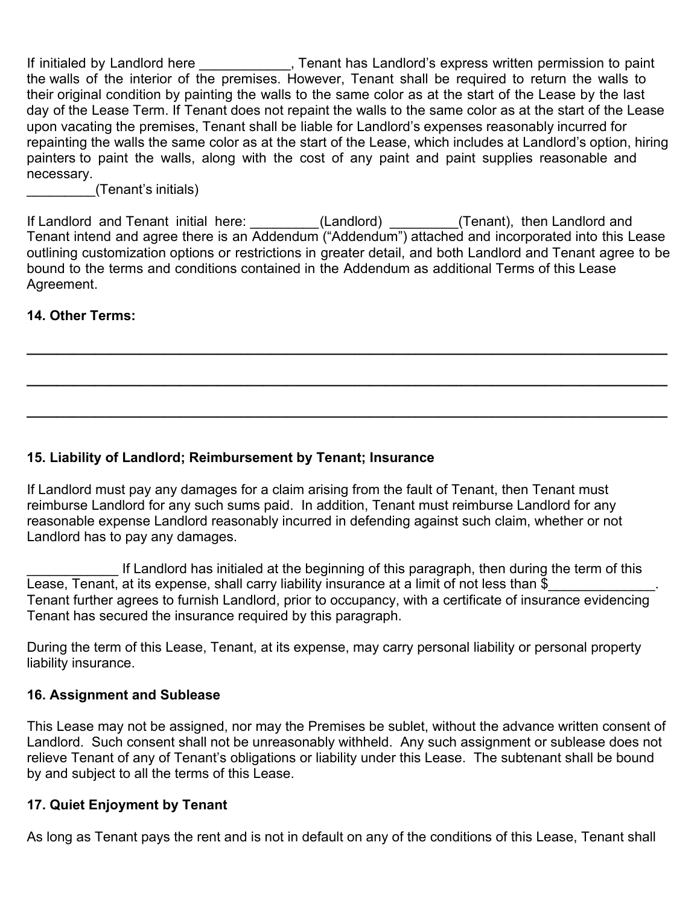If initialed by Landlord here ____________, Tenant has Landlord's express written permission to paint the walls of the interior of the premises. However, Tenant shall be required to return the walls to their original condition by painting the walls to the same color as at the start of the Lease by the last day of the Lease Term. If Tenant does not repaint the walls to the same color as at the start of the Lease upon vacating the premises, Tenant shall be liable for Landlord's expenses reasonably incurred for repainting the walls the same color as at the start of the Lease, which includes at Landlord's option, hiring painters to paint the walls, along with the cost of any paint and paint supplies reasonable and necessary.
_________(Tenant's initials)

If Landlord and Tenant initial here: _________(Landlord) _________(Tenant), then Landlord and Tenant intend and agree there is an Addendum ("Addendum") attached and incorporated into this Lease outlining customization options or restrictions in greater detail, and both Landlord and Tenant agree to be bound to the terms and conditions contained in the Addendum as additional Terms of this Lease Agreement.

**14. Other Terms:**

______________________________________________________________________________

______________________________________________________________________________

______________________________________________________________________________

**15. Liability of Landlord; Reimbursement by Tenant; Insurance**

If Landlord must pay any damages for a claim arising from the fault of Tenant, then Tenant must reimburse Landlord for any such sums paid. In addition, Tenant must reimburse Landlord for any reasonable expense Landlord reasonably incurred in defending against such claim, whether or not Landlord has to pay any damages.

____________ If Landlord has initialed at the beginning of this paragraph, then during the term of this Lease, Tenant, at its expense, shall carry liability insurance at a limit of not less than $______________. Tenant further agrees to furnish Landlord, prior to occupancy, with a certificate of insurance evidencing Tenant has secured the insurance required by this paragraph.

During the term of this Lease, Tenant, at its expense, may carry personal liability or personal property liability insurance.

**16. Assignment and Sublease**

This Lease may not be assigned, nor may the Premises be sublet, without the advance written consent of Landlord. Such consent shall not be unreasonably withheld. Any such assignment or sublease does not relieve Tenant of any of Tenant's obligations or liability under this Lease. The subtenant shall be bound by and subject to all the terms of this Lease.

**17. Quiet Enjoyment by Tenant**

As long as Tenant pays the rent and is not in default on any of the conditions of this Lease, Tenant shall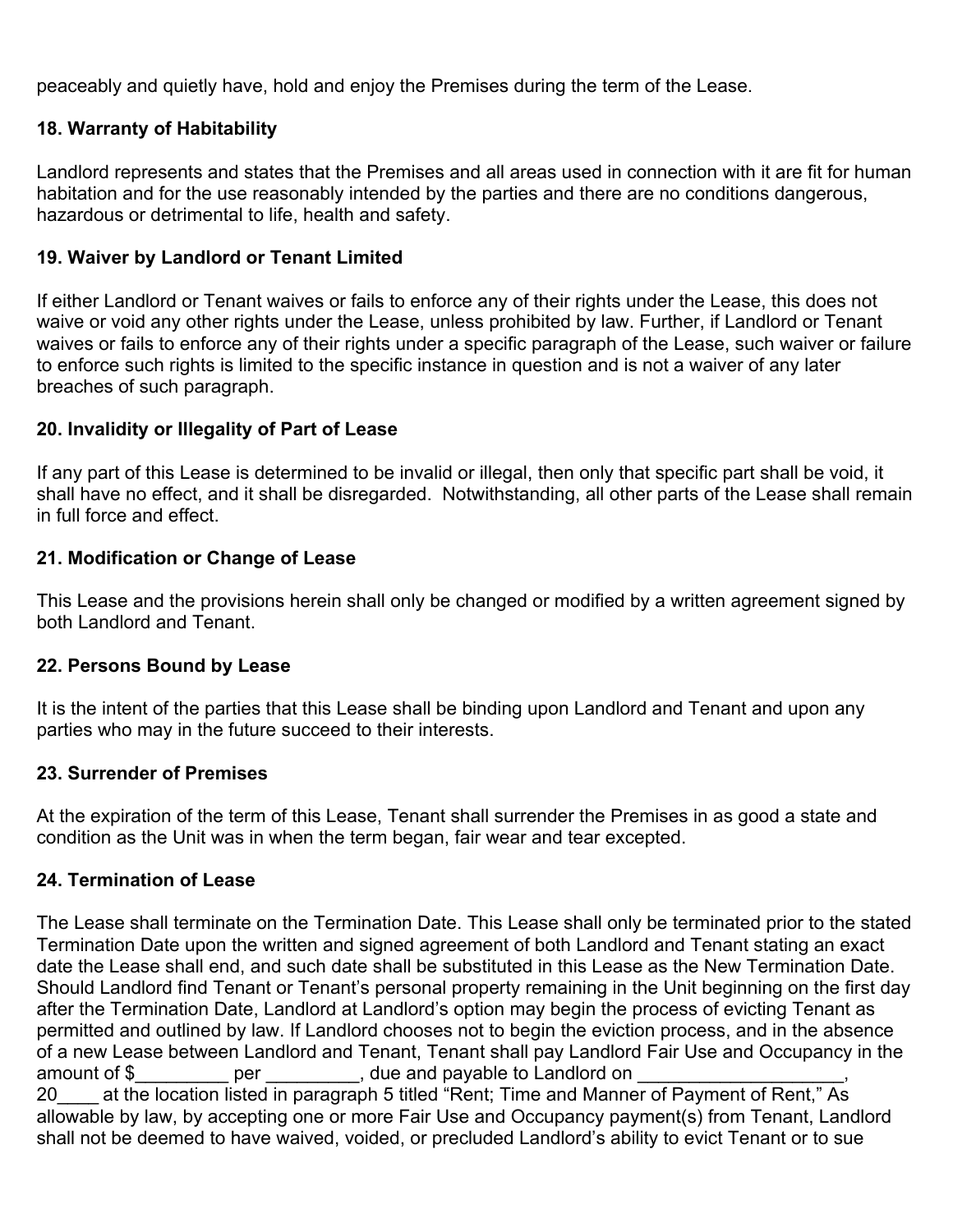peaceably and quietly have, hold and enjoy the Premises during the term of the Lease.

**18. Warranty of Habitability**

Landlord represents and states that the Premises and all areas used in connection with it are fit for human habitation and for the use reasonably intended by the parties and there are no conditions dangerous, hazardous or detrimental to life, health and safety.

**19. Waiver by Landlord or Tenant Limited**

If either Landlord or Tenant waives or fails to enforce any of their rights under the Lease, this does not waive or void any other rights under the Lease, unless prohibited by law. Further, if Landlord or Tenant waives or fails to enforce any of their rights under a specific paragraph of the Lease, such waiver or failure to enforce such rights is limited to the specific instance in question and is not a waiver of any later breaches of such paragraph.

**20. Invalidity or Illegality of Part of Lease**

If any part of this Lease is determined to be invalid or illegal, then only that specific part shall be void, it shall have no effect, and it shall be disregarded. Notwithstanding, all other parts of the Lease shall remain in full force and effect.

**21. Modification or Change of Lease**

This Lease and the provisions herein shall only be changed or modified by a written agreement signed by both Landlord and Tenant.

**22. Persons Bound by Lease**

It is the intent of the parties that this Lease shall be binding upon Landlord and Tenant and upon any parties who may in the future succeed to their interests.

**23. Surrender of Premises**

At the expiration of the term of this Lease, Tenant shall surrender the Premises in as good a state and condition as the Unit was in when the term began, fair wear and tear excepted.

**24. Termination of Lease**

The Lease shall terminate on the Termination Date. This Lease shall only be terminated prior to the stated Termination Date upon the written and signed agreement of both Landlord and Tenant stating an exact date the Lease shall end, and such date shall be substituted in this Lease as the New Termination Date. Should Landlord find Tenant or Tenant's personal property remaining in the Unit beginning on the first day after the Termination Date, Landlord at Landlord's option may begin the process of evicting Tenant as permitted and outlined by law. If Landlord chooses not to begin the eviction process, and in the absence of a new Lease between Landlord and Tenant, Tenant shall pay Landlord Fair Use and Occupancy in the amount of $_________ per _________, due and payable to Landlord on ____________________, 20____ at the location listed in paragraph 5 titled "Rent; Time and Manner of Payment of Rent," As allowable by law, by accepting one or more Fair Use and Occupancy payment(s) from Tenant, Landlord shall not be deemed to have waived, voided, or precluded Landlord's ability to evict Tenant or to sue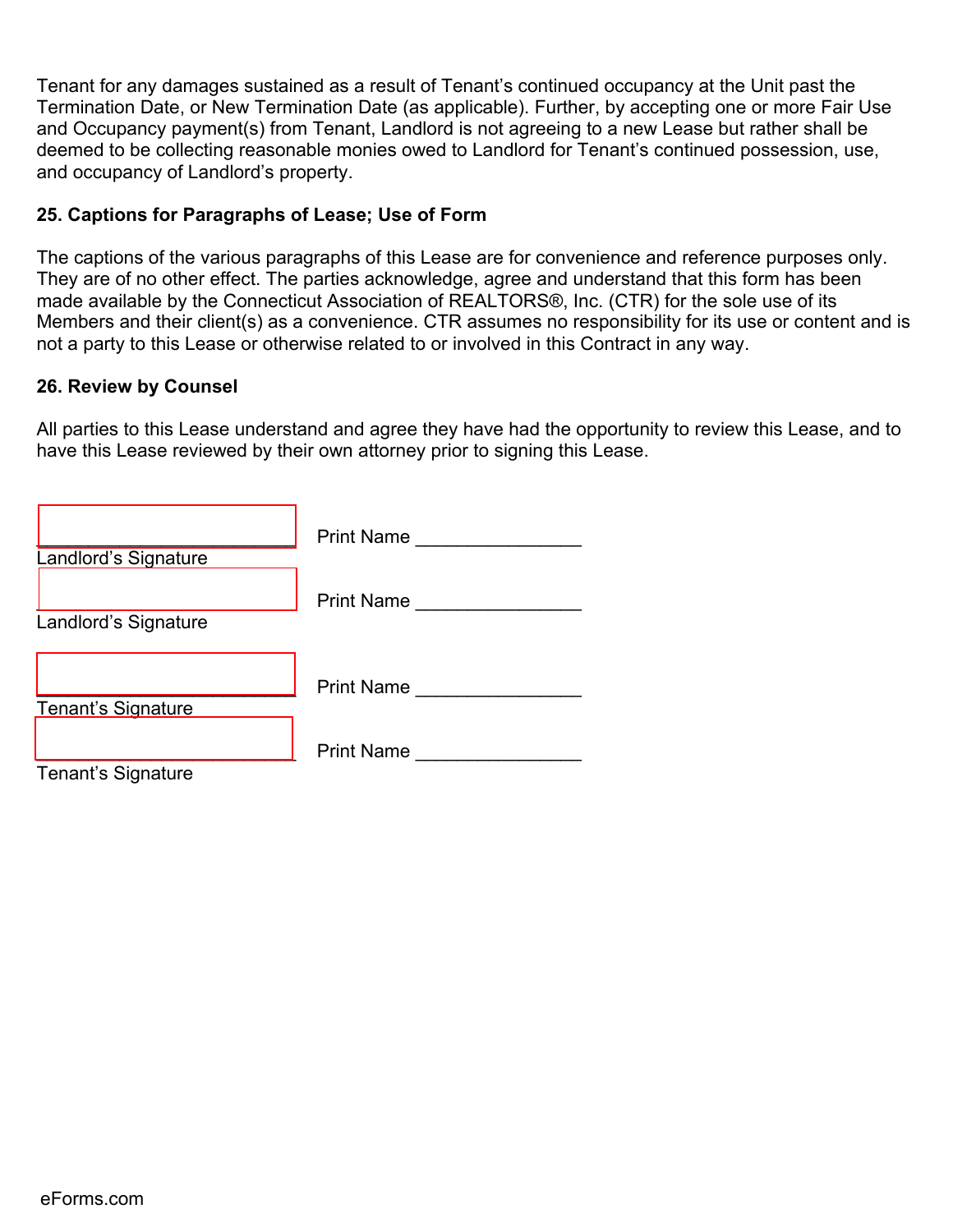Tenant for any damages sustained as a result of Tenant's continued occupancy at the Unit past the Termination Date, or New Termination Date (as applicable). Further, by accepting one or more Fair Use and Occupancy payment(s) from Tenant, Landlord is not agreeing to a new Lease but rather shall be deemed to be collecting reasonable monies owed to Landlord for Tenant's continued possession, use, and occupancy of Landlord's property.

**25. Captions for Paragraphs of Lease; Use of Form**

The captions of the various paragraphs of this Lease are for convenience and reference purposes only. They are of no other effect. The parties acknowledge, agree and understand that this form has been made available by the Connecticut Association of REALTORS®, Inc. (CTR) for the sole use of its Members and their client(s) as a convenience. CTR assumes no responsibility for its use or content and is not a party to this Lease or otherwise related to or involved in this Contract in any way.

**26. Review by Counsel**

All parties to this Lease understand and agree they have had the opportunity to review this Lease, and to have this Lease reviewed by their own attorney prior to signing this Lease.

_________________________ Print Name ________________
Landlord's Signature

_________________________ Print Name ________________
Landlord's Signature

_________________________ Print Name ________________
Tenant's Signature

_________________________ Print Name ________________
Tenant's Signature